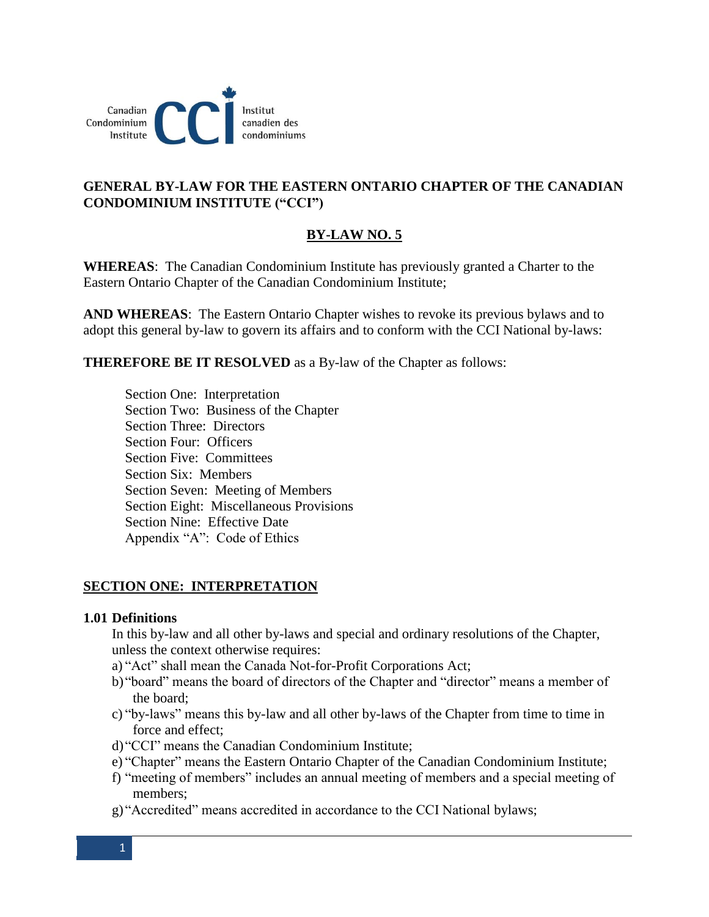Canadian Condominium Institute | Institut canadien des condominiums

# GENERAL BY-LAW FOR THE EASTERN ONTARIO CHAPTER OF THE CANADIAN CONDOMINIUM INSTITUTE ("CCI")

## BY-LAW NO. 5

**WHEREAS**: The Canadian Condominium Institute has previously granted a Charter to the Eastern Ontario Chapter of the Canadian Condominium Institute;

**AND WHEREAS**: The Eastern Ontario Chapter wishes to revoke its previous bylaws and to adopt this general by-law to govern its affairs and to conform with the CCI National by-laws:

**THEREFORE BE IT RESOLVED** as a By-law of the Chapter as follows:

Section One: Interpretation
Section Two: Business of the Chapter
Section Three: Directors
Section Four: Officers
Section Five: Committees
Section Six: Members
Section Seven: Meeting of Members
Section Eight: Miscellaneous Provisions
Section Nine: Effective Date
Appendix "A": Code of Ethics

## SECTION ONE: INTERPRETATION

### 1.01 Definitions

In this by-law and all other by-laws and special and ordinary resolutions of the Chapter, unless the context otherwise requires:

a) "Act" shall mean the Canada Not-for-Profit Corporations Act;
b) "board" means the board of directors of the Chapter and "director" means a member of the board;
c) "by-laws" means this by-law and all other by-laws of the Chapter from time to time in force and effect;
d) "CCI" means the Canadian Condominium Institute;
e) "Chapter" means the Eastern Ontario Chapter of the Canadian Condominium Institute;
f) "meeting of members" includes an annual meeting of members and a special meeting of members;
g) "Accredited" means accredited in accordance to the CCI National bylaws;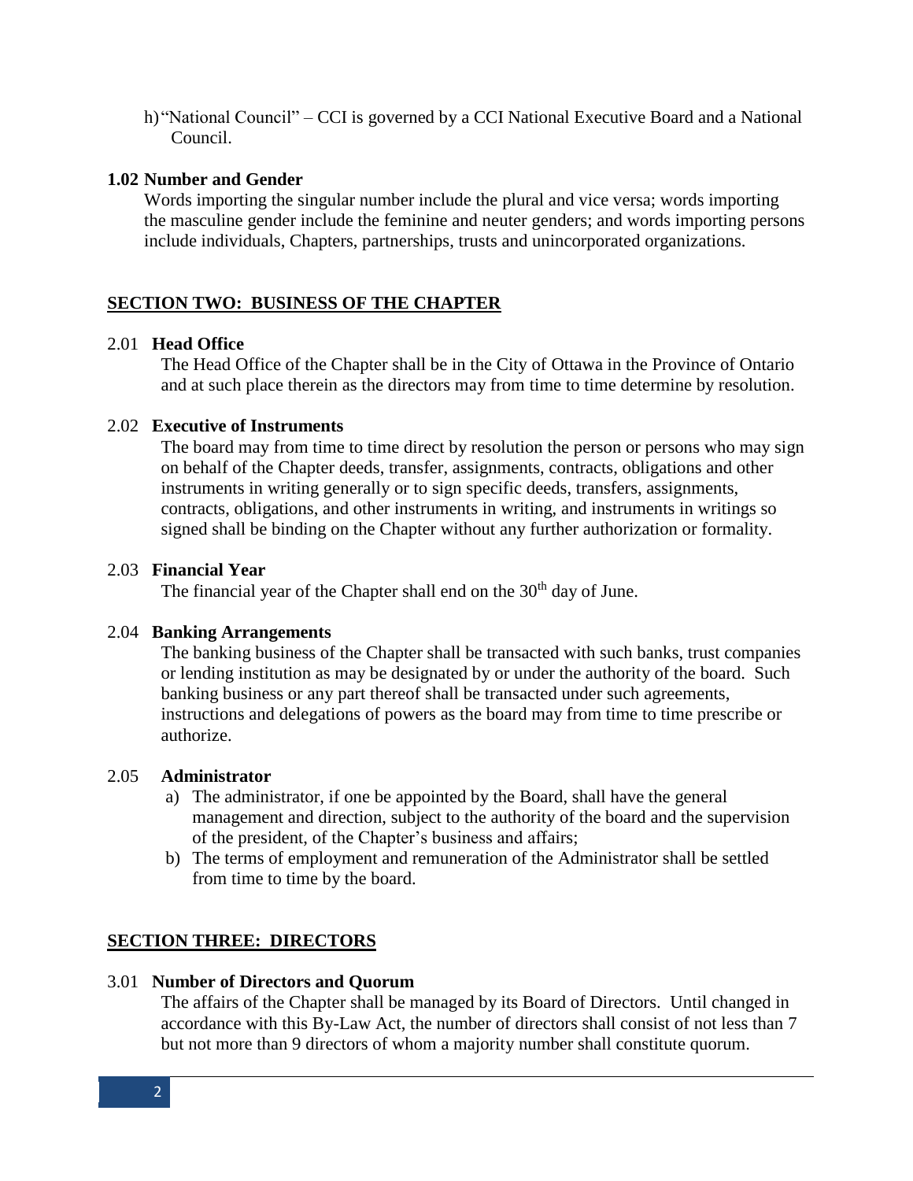h) "National Council" – CCI is governed by a CCI National Executive Board and a National Council.

**1.02 Number and Gender**

Words importing the singular number include the plural and vice versa; words importing the masculine gender include the feminine and neuter genders; and words importing persons include individuals, Chapters, partnerships, trusts and unincorporated organizations.

## SECTION TWO: BUSINESS OF THE CHAPTER

2.01 **Head Office**

The Head Office of the Chapter shall be in the City of Ottawa in the Province of Ontario and at such place therein as the directors may from time to time determine by resolution.

2.02 **Executive of Instruments**

The board may from time to time direct by resolution the person or persons who may sign on behalf of the Chapter deeds, transfer, assignments, contracts, obligations and other instruments in writing generally or to sign specific deeds, transfers, assignments, contracts, obligations, and other instruments in writing, and instruments in writings so signed shall be binding on the Chapter without any further authorization or formality.

2.03 **Financial Year**

The financial year of the Chapter shall end on the 30th day of June.

2.04 **Banking Arrangements**

The banking business of the Chapter shall be transacted with such banks, trust companies or lending institution as may be designated by or under the authority of the board. Such banking business or any part thereof shall be transacted under such agreements, instructions and delegations of powers as the board may from time to time prescribe or authorize.

2.05 **Administrator**

a) The administrator, if one be appointed by the Board, shall have the general management and direction, subject to the authority of the board and the supervision of the president, of the Chapter's business and affairs;
b) The terms of employment and remuneration of the Administrator shall be settled from time to time by the board.

## SECTION THREE: DIRECTORS

3.01 **Number of Directors and Quorum**

The affairs of the Chapter shall be managed by its Board of Directors. Until changed in accordance with this By-Law Act, the number of directors shall consist of not less than 7 but not more than 9 directors of whom a majority number shall constitute quorum.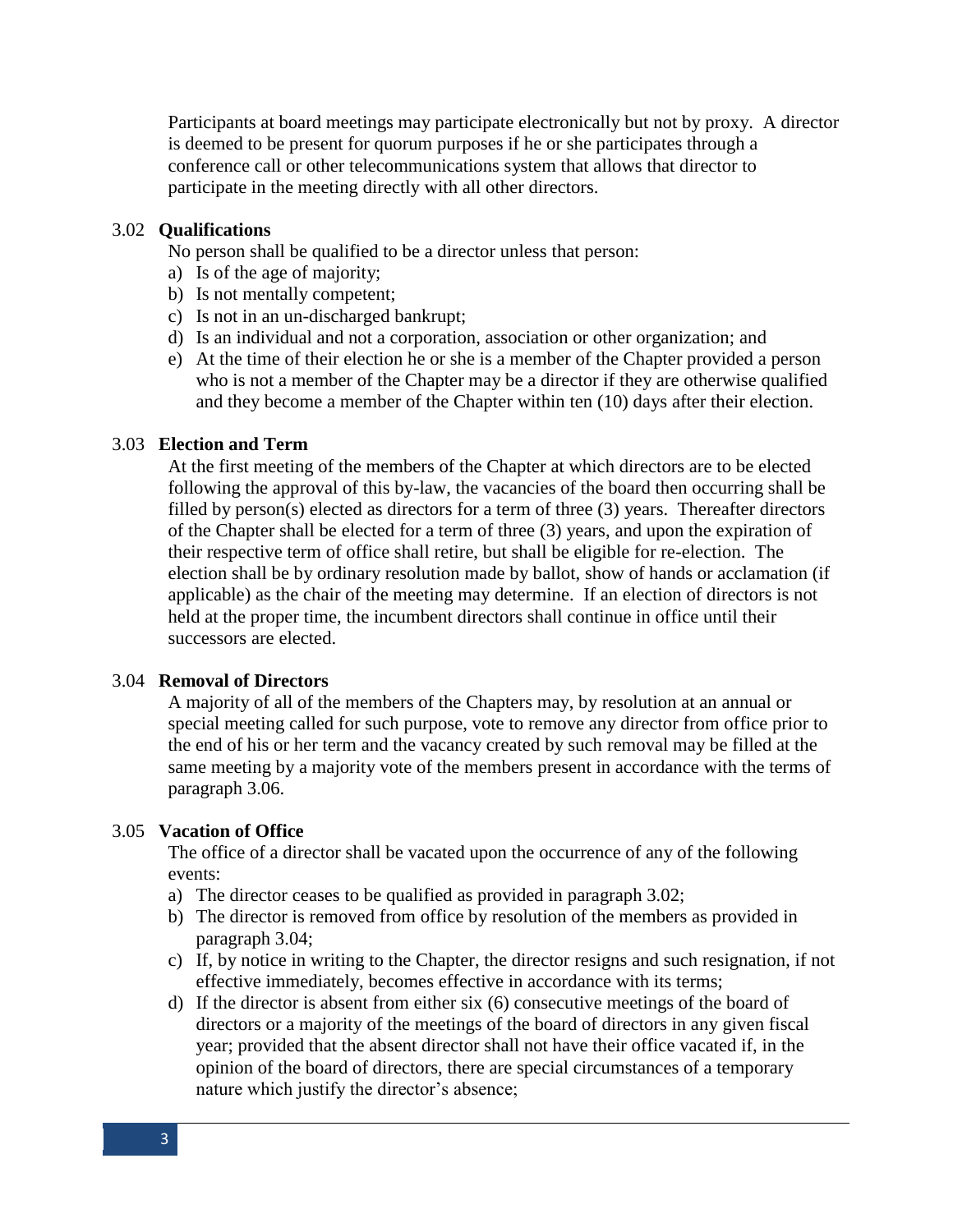Participants at board meetings may participate electronically but not by proxy. A director is deemed to be present for quorum purposes if he or she participates through a conference call or other telecommunications system that allows that director to participate in the meeting directly with all other directors.

### 3.02 Qualifications

No person shall be qualified to be a director unless that person:

a) Is of the age of majority;
b) Is not mentally competent;
c) Is not in an un-discharged bankrupt;
d) Is an individual and not a corporation, association or other organization; and
e) At the time of their election he or she is a member of the Chapter provided a person who is not a member of the Chapter may be a director if they are otherwise qualified and they become a member of the Chapter within ten (10) days after their election.

### 3.03 Election and Term

At the first meeting of the members of the Chapter at which directors are to be elected following the approval of this by-law, the vacancies of the board then occurring shall be filled by person(s) elected as directors for a term of three (3) years. Thereafter directors of the Chapter shall be elected for a term of three (3) years, and upon the expiration of their respective term of office shall retire, but shall be eligible for re-election. The election shall be by ordinary resolution made by ballot, show of hands or acclamation (if applicable) as the chair of the meeting may determine. If an election of directors is not held at the proper time, the incumbent directors shall continue in office until their successors are elected.

### 3.04 Removal of Directors

A majority of all of the members of the Chapters may, by resolution at an annual or special meeting called for such purpose, vote to remove any director from office prior to the end of his or her term and the vacancy created by such removal may be filled at the same meeting by a majority vote of the members present in accordance with the terms of paragraph 3.06.

### 3.05 Vacation of Office

The office of a director shall be vacated upon the occurrence of any of the following events:

a) The director ceases to be qualified as provided in paragraph 3.02;
b) The director is removed from office by resolution of the members as provided in paragraph 3.04;
c) If, by notice in writing to the Chapter, the director resigns and such resignation, if not effective immediately, becomes effective in accordance with its terms;
d) If the director is absent from either six (6) consecutive meetings of the board of directors or a majority of the meetings of the board of directors in any given fiscal year; provided that the absent director shall not have their office vacated if, in the opinion of the board of directors, there are special circumstances of a temporary nature which justify the director's absence;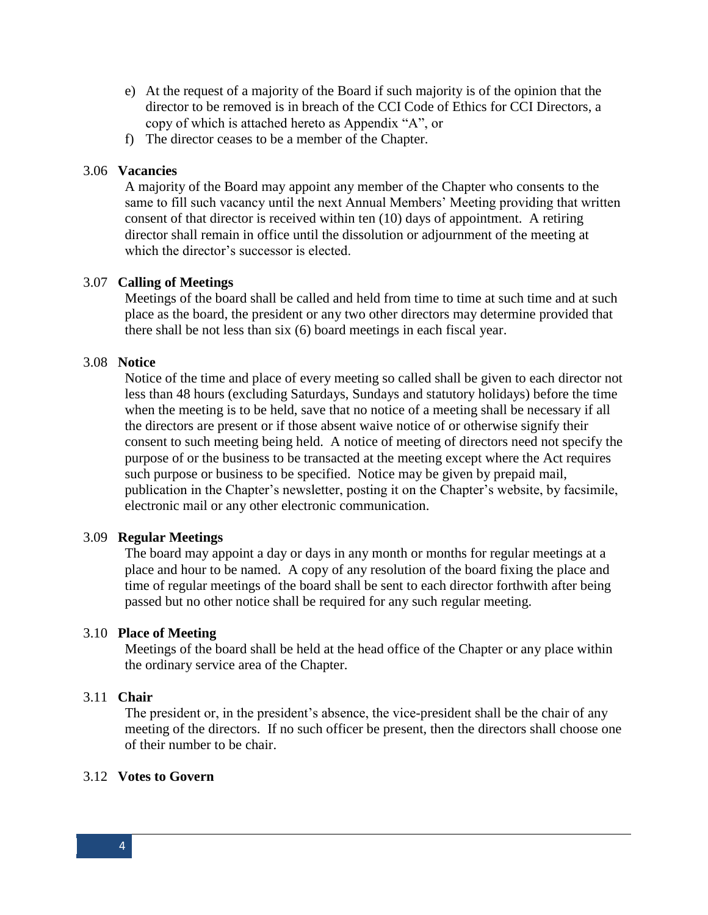e) At the request of a majority of the Board if such majority is of the opinion that the director to be removed is in breach of the CCI Code of Ethics for CCI Directors, a copy of which is attached hereto as Appendix "A", or
f) The director ceases to be a member of the Chapter.

### 3.06 Vacancies

A majority of the Board may appoint any member of the Chapter who consents to the same to fill such vacancy until the next Annual Members' Meeting providing that written consent of that director is received within ten (10) days of appointment. A retiring director shall remain in office until the dissolution or adjournment of the meeting at which the director's successor is elected.

### 3.07 Calling of Meetings

Meetings of the board shall be called and held from time to time at such time and at such place as the board, the president or any two other directors may determine provided that there shall be not less than six (6) board meetings in each fiscal year.

### 3.08 Notice

Notice of the time and place of every meeting so called shall be given to each director not less than 48 hours (excluding Saturdays, Sundays and statutory holidays) before the time when the meeting is to be held, save that no notice of a meeting shall be necessary if all the directors are present or if those absent waive notice of or otherwise signify their consent to such meeting being held. A notice of meeting of directors need not specify the purpose of or the business to be transacted at the meeting except where the Act requires such purpose or business to be specified. Notice may be given by prepaid mail, publication in the Chapter's newsletter, posting it on the Chapter's website, by facsimile, electronic mail or any other electronic communication.

### 3.09 Regular Meetings

The board may appoint a day or days in any month or months for regular meetings at a place and hour to be named. A copy of any resolution of the board fixing the place and time of regular meetings of the board shall be sent to each director forthwith after being passed but no other notice shall be required for any such regular meeting.

### 3.10 Place of Meeting

Meetings of the board shall be held at the head office of the Chapter or any place within the ordinary service area of the Chapter.

### 3.11 Chair

The president or, in the president's absence, the vice-president shall be the chair of any meeting of the directors. If no such officer be present, then the directors shall choose one of their number to be chair.

### 3.12 Votes to Govern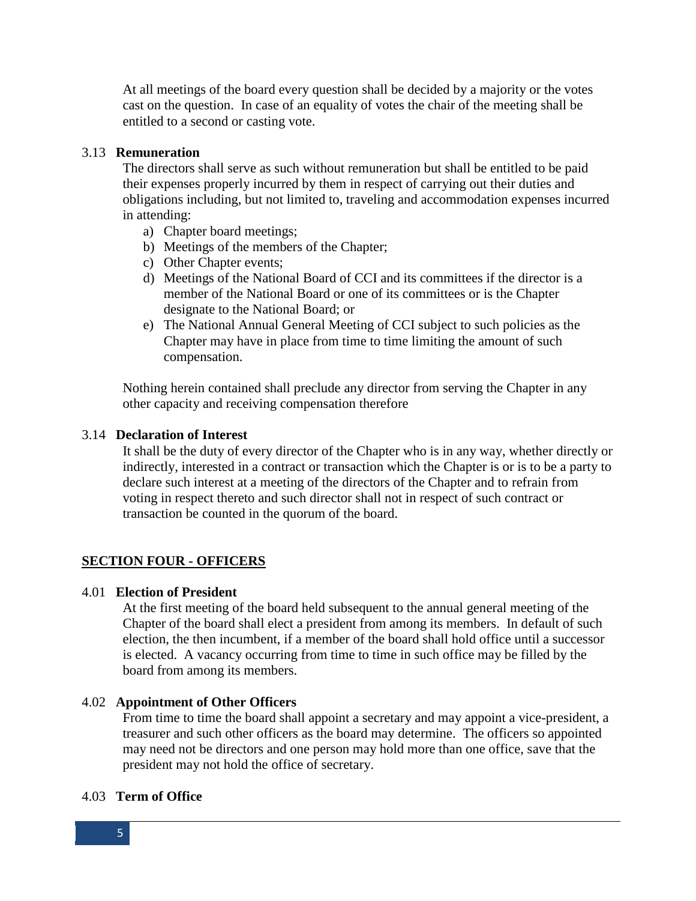At all meetings of the board every question shall be decided by a majority or the votes cast on the question. In case of an equality of votes the chair of the meeting shall be entitled to a second or casting vote.

### 3.13 Remuneration

The directors shall serve as such without remuneration but shall be entitled to be paid their expenses properly incurred by them in respect of carrying out their duties and obligations including, but not limited to, traveling and accommodation expenses incurred in attending:

a) Chapter board meetings;
b) Meetings of the members of the Chapter;
c) Other Chapter events;
d) Meetings of the National Board of CCI and its committees if the director is a member of the National Board or one of its committees or is the Chapter designate to the National Board; or
e) The National Annual General Meeting of CCI subject to such policies as the Chapter may have in place from time to time limiting the amount of such compensation.

Nothing herein contained shall preclude any director from serving the Chapter in any other capacity and receiving compensation therefore

### 3.14 Declaration of Interest

It shall be the duty of every director of the Chapter who is in any way, whether directly or indirectly, interested in a contract or transaction which the Chapter is or is to be a party to declare such interest at a meeting of the directors of the Chapter and to refrain from voting in respect thereto and such director shall not in respect of such contract or transaction be counted in the quorum of the board.

## SECTION FOUR - OFFICERS

### 4.01 Election of President

At the first meeting of the board held subsequent to the annual general meeting of the Chapter of the board shall elect a president from among its members. In default of such election, the then incumbent, if a member of the board shall hold office until a successor is elected. A vacancy occurring from time to time in such office may be filled by the board from among its members.

### 4.02 Appointment of Other Officers

From time to time the board shall appoint a secretary and may appoint a vice-president, a treasurer and such other officers as the board may determine. The officers so appointed may need not be directors and one person may hold more than one office, save that the president may not hold the office of secretary.

### 4.03 Term of Office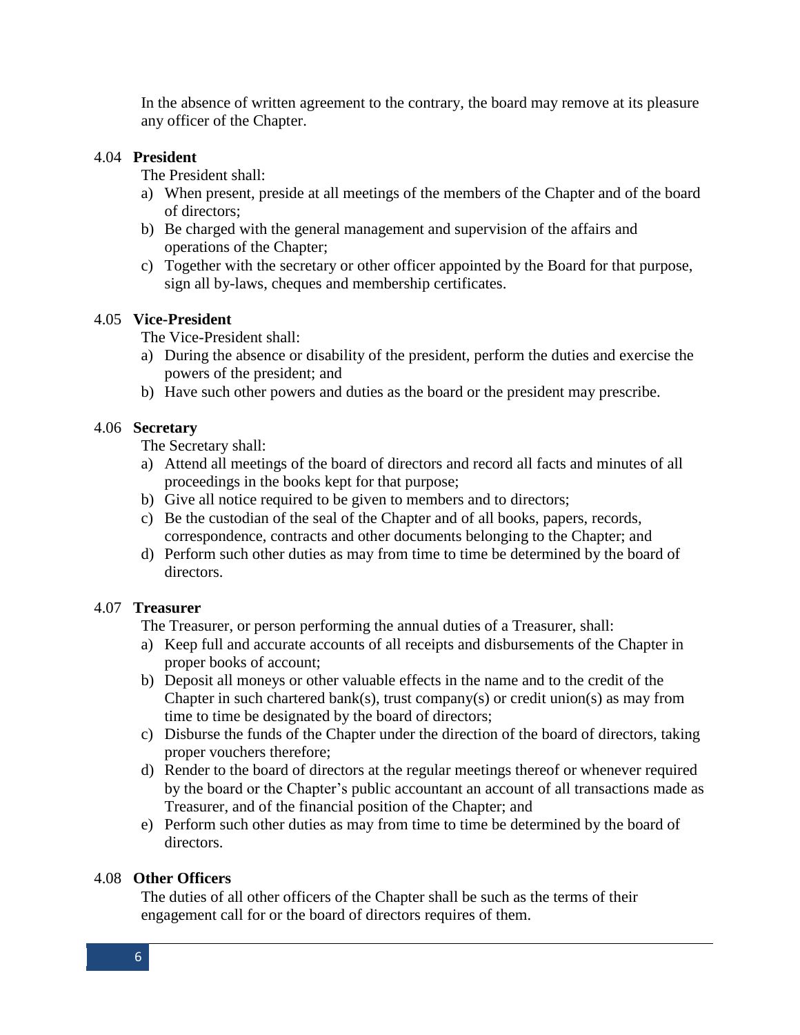In the absence of written agreement to the contrary, the board may remove at its pleasure any officer of the Chapter.

### 4.04 **President**

The President shall:

a) When present, preside at all meetings of the members of the Chapter and of the board of directors;
b) Be charged with the general management and supervision of the affairs and operations of the Chapter;
c) Together with the secretary or other officer appointed by the Board for that purpose, sign all by-laws, cheques and membership certificates.

### 4.05 **Vice-President**

The Vice-President shall:

a) During the absence or disability of the president, perform the duties and exercise the powers of the president; and
b) Have such other powers and duties as the board or the president may prescribe.

### 4.06 **Secretary**

The Secretary shall:

a) Attend all meetings of the board of directors and record all facts and minutes of all proceedings in the books kept for that purpose;
b) Give all notice required to be given to members and to directors;
c) Be the custodian of the seal of the Chapter and of all books, papers, records, correspondence, contracts and other documents belonging to the Chapter; and
d) Perform such other duties as may from time to time be determined by the board of directors.

### 4.07 **Treasurer**

The Treasurer, or person performing the annual duties of a Treasurer, shall:

a) Keep full and accurate accounts of all receipts and disbursements of the Chapter in proper books of account;
b) Deposit all moneys or other valuable effects in the name and to the credit of the Chapter in such chartered bank(s), trust company(s) or credit union(s) as may from time to time be designated by the board of directors;
c) Disburse the funds of the Chapter under the direction of the board of directors, taking proper vouchers therefore;
d) Render to the board of directors at the regular meetings thereof or whenever required by the board or the Chapter's public accountant an account of all transactions made as Treasurer, and of the financial position of the Chapter; and
e) Perform such other duties as may from time to time be determined by the board of directors.

### 4.08 **Other Officers**

The duties of all other officers of the Chapter shall be such as the terms of their engagement call for or the board of directors requires of them.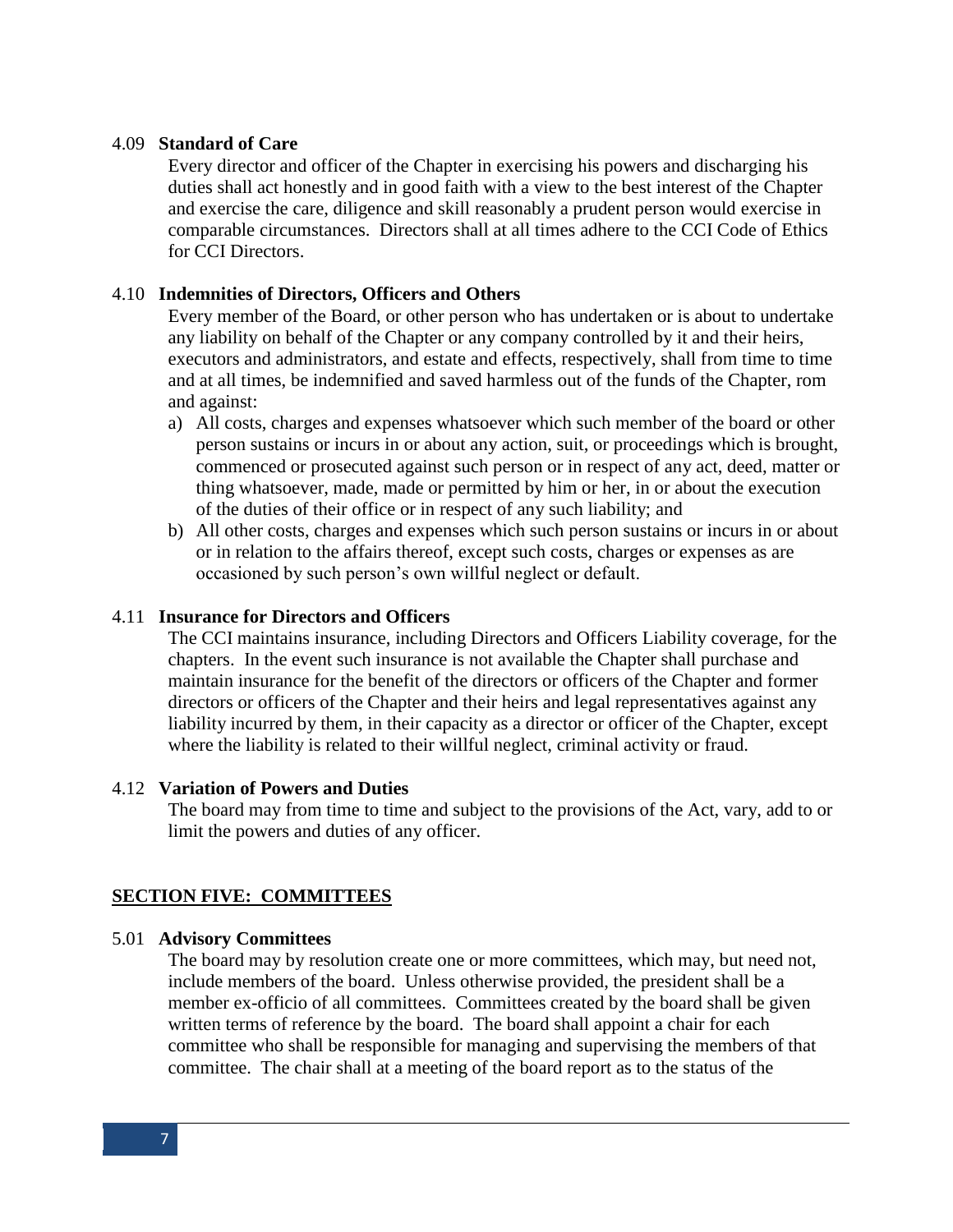### 4.09 **Standard of Care**

Every director and officer of the Chapter in exercising his powers and discharging his duties shall act honestly and in good faith with a view to the best interest of the Chapter and exercise the care, diligence and skill reasonably a prudent person would exercise in comparable circumstances. Directors shall at all times adhere to the CCI Code of Ethics for CCI Directors.

### 4.10 **Indemnities of Directors, Officers and Others**

Every member of the Board, or other person who has undertaken or is about to undertake any liability on behalf of the Chapter or any company controlled by it and their heirs, executors and administrators, and estate and effects, respectively, shall from time to time and at all times, be indemnified and saved harmless out of the funds of the Chapter, rom and against:

a) All costs, charges and expenses whatsoever which such member of the board or other person sustains or incurs in or about any action, suit, or proceedings which is brought, commenced or prosecuted against such person or in respect of any act, deed, matter or thing whatsoever, made, made or permitted by him or her, in or about the execution of the duties of their office or in respect of any such liability; and
b) All other costs, charges and expenses which such person sustains or incurs in or about or in relation to the affairs thereof, except such costs, charges or expenses as are occasioned by such person's own willful neglect or default.

### 4.11 **Insurance for Directors and Officers**

The CCI maintains insurance, including Directors and Officers Liability coverage, for the chapters. In the event such insurance is not available the Chapter shall purchase and maintain insurance for the benefit of the directors or officers of the Chapter and former directors or officers of the Chapter and their heirs and legal representatives against any liability incurred by them, in their capacity as a director or officer of the Chapter, except where the liability is related to their willful neglect, criminal activity or fraud.

### 4.12 **Variation of Powers and Duties**

The board may from time to time and subject to the provisions of the Act, vary, add to or limit the powers and duties of any officer.

## **SECTION FIVE: COMMITTEES**

### 5.01 **Advisory Committees**

The board may by resolution create one or more committees, which may, but need not, include members of the board. Unless otherwise provided, the president shall be a member ex-officio of all committees. Committees created by the board shall be given written terms of reference by the board. The board shall appoint a chair for each committee who shall be responsible for managing and supervising the members of that committee. The chair shall at a meeting of the board report as to the status of the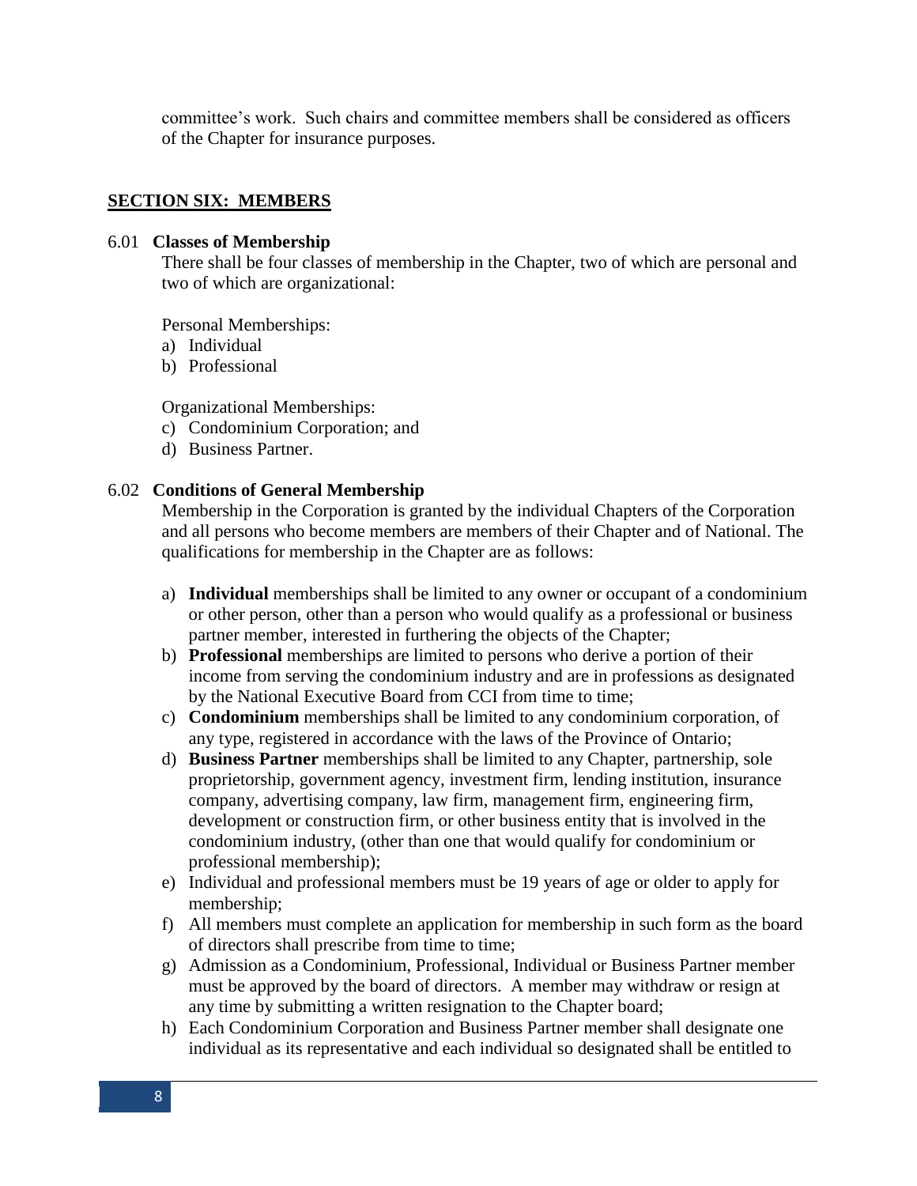committee's work. Such chairs and committee members shall be considered as officers of the Chapter for insurance purposes.

## SECTION SIX: MEMBERS

### 6.01 Classes of Membership

There shall be four classes of membership in the Chapter, two of which are personal and two of which are organizational:

Personal Memberships:

a) Individual
b) Professional

Organizational Memberships:

c) Condominium Corporation; and
d) Business Partner.

### 6.02 Conditions of General Membership

Membership in the Corporation is granted by the individual Chapters of the Corporation and all persons who become members are members of their Chapter and of National. The qualifications for membership in the Chapter are as follows:

a) **Individual** memberships shall be limited to any owner or occupant of a condominium or other person, other than a person who would qualify as a professional or business partner member, interested in furthering the objects of the Chapter;
b) **Professional** memberships are limited to persons who derive a portion of their income from serving the condominium industry and are in professions as designated by the National Executive Board from CCI from time to time;
c) **Condominium** memberships shall be limited to any condominium corporation, of any type, registered in accordance with the laws of the Province of Ontario;
d) **Business Partner** memberships shall be limited to any Chapter, partnership, sole proprietorship, government agency, investment firm, lending institution, insurance company, advertising company, law firm, management firm, engineering firm, development or construction firm, or other business entity that is involved in the condominium industry, (other than one that would qualify for condominium or professional membership);
e) Individual and professional members must be 19 years of age or older to apply for membership;
f) All members must complete an application for membership in such form as the board of directors shall prescribe from time to time;
g) Admission as a Condominium, Professional, Individual or Business Partner member must be approved by the board of directors. A member may withdraw or resign at any time by submitting a written resignation to the Chapter board;
h) Each Condominium Corporation and Business Partner member shall designate one individual as its representative and each individual so designated shall be entitled to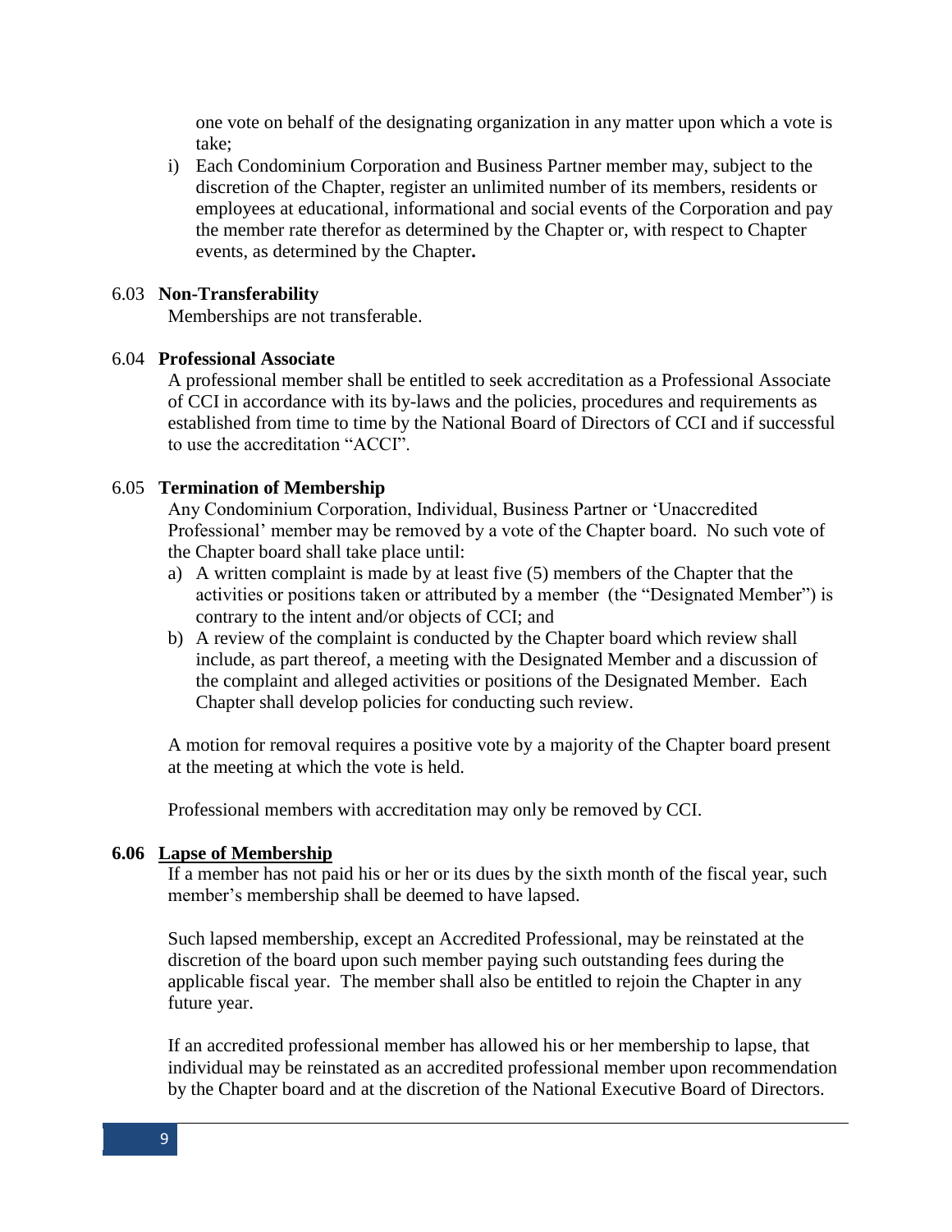one vote on behalf of the designating organization in any matter upon which a vote is take;

i) Each Condominium Corporation and Business Partner member may, subject to the discretion of the Chapter, register an unlimited number of its members, residents or employees at educational, informational and social events of the Corporation and pay the member rate therefor as determined by the Chapter or, with respect to Chapter events, as determined by the Chapter**.**

6.03 **Non-Transferability**

Memberships are not transferable.

6.04 **Professional Associate**

A professional member shall be entitled to seek accreditation as a Professional Associate of CCI in accordance with its by-laws and the policies, procedures and requirements as established from time to time by the National Board of Directors of CCI and if successful to use the accreditation "ACCI".

6.05 **Termination of Membership**

Any Condominium Corporation, Individual, Business Partner or 'Unaccredited Professional' member may be removed by a vote of the Chapter board. No such vote of the Chapter board shall take place until:

a) A written complaint is made by at least five (5) members of the Chapter that the activities or positions taken or attributed by a member (the "Designated Member") is contrary to the intent and/or objects of CCI; and
b) A review of the complaint is conducted by the Chapter board which review shall include, as part thereof, a meeting with the Designated Member and a discussion of the complaint and alleged activities or positions of the Designated Member. Each Chapter shall develop policies for conducting such review.

A motion for removal requires a positive vote by a majority of the Chapter board present at the meeting at which the vote is held.

Professional members with accreditation may only be removed by CCI.

**6.06 Lapse of Membership**

If a member has not paid his or her or its dues by the sixth month of the fiscal year, such member's membership shall be deemed to have lapsed.

Such lapsed membership, except an Accredited Professional, may be reinstated at the discretion of the board upon such member paying such outstanding fees during the applicable fiscal year. The member shall also be entitled to rejoin the Chapter in any future year.

If an accredited professional member has allowed his or her membership to lapse, that individual may be reinstated as an accredited professional member upon recommendation by the Chapter board and at the discretion of the National Executive Board of Directors.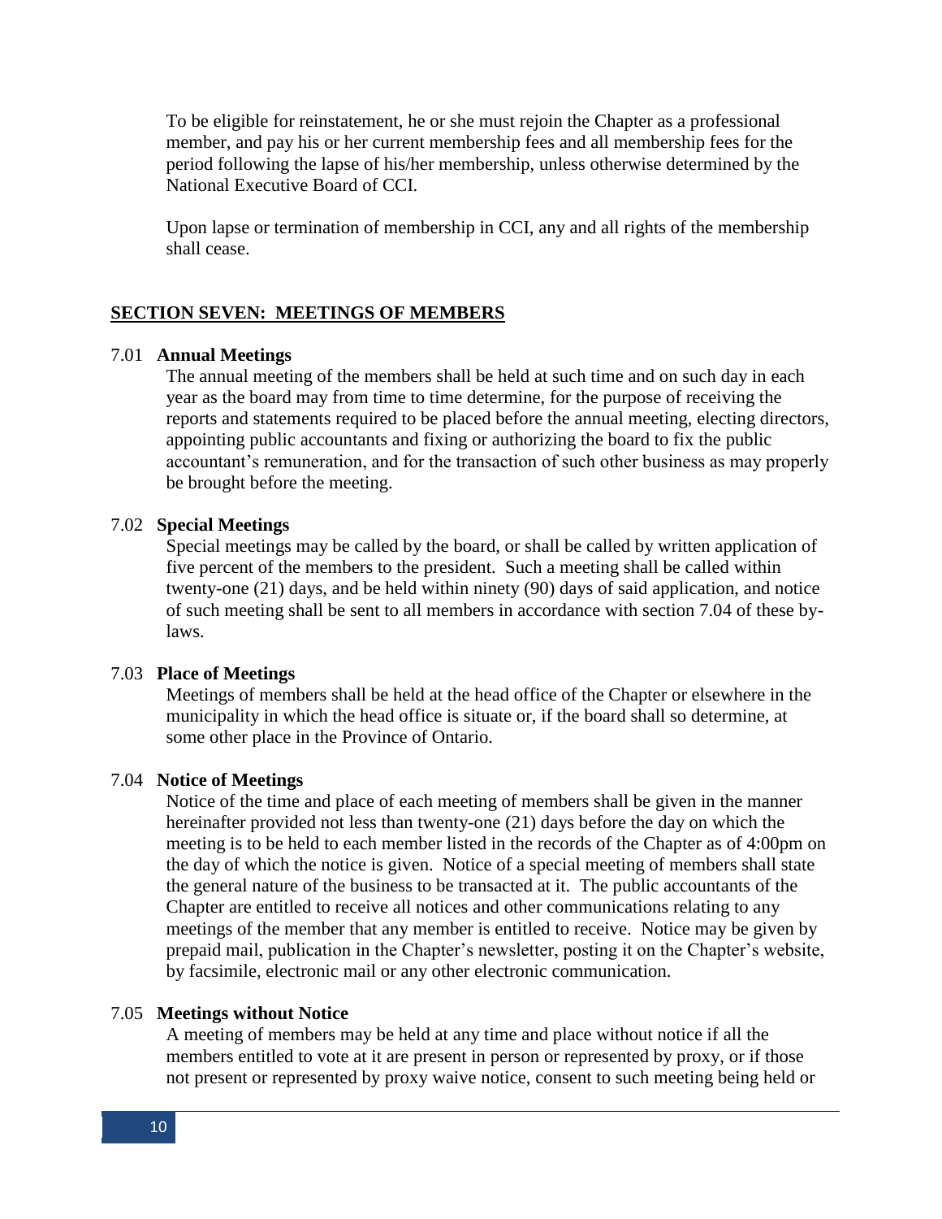To be eligible for reinstatement, he or she must rejoin the Chapter as a professional member, and pay his or her current membership fees and all membership fees for the period following the lapse of his/her membership, unless otherwise determined by the National Executive Board of CCI.

Upon lapse or termination of membership in CCI, any and all rights of the membership shall cease.

## SECTION SEVEN: MEETINGS OF MEMBERS

### 7.01 Annual Meetings

The annual meeting of the members shall be held at such time and on such day in each year as the board may from time to time determine, for the purpose of receiving the reports and statements required to be placed before the annual meeting, electing directors, appointing public accountants and fixing or authorizing the board to fix the public accountant's remuneration, and for the transaction of such other business as may properly be brought before the meeting.

### 7.02 Special Meetings

Special meetings may be called by the board, or shall be called by written application of five percent of the members to the president. Such a meeting shall be called within twenty-one (21) days, and be held within ninety (90) days of said application, and notice of such meeting shall be sent to all members in accordance with section 7.04 of these by-laws.

### 7.03 Place of Meetings

Meetings of members shall be held at the head office of the Chapter or elsewhere in the municipality in which the head office is situate or, if the board shall so determine, at some other place in the Province of Ontario.

### 7.04 Notice of Meetings

Notice of the time and place of each meeting of members shall be given in the manner hereinafter provided not less than twenty-one (21) days before the day on which the meeting is to be held to each member listed in the records of the Chapter as of 4:00pm on the day of which the notice is given. Notice of a special meeting of members shall state the general nature of the business to be transacted at it. The public accountants of the Chapter are entitled to receive all notices and other communications relating to any meetings of the member that any member is entitled to receive. Notice may be given by prepaid mail, publication in the Chapter's newsletter, posting it on the Chapter's website, by facsimile, electronic mail or any other electronic communication.

### 7.05 Meetings without Notice

A meeting of members may be held at any time and place without notice if all the members entitled to vote at it are present in person or represented by proxy, or if those not present or represented by proxy waive notice, consent to such meeting being held or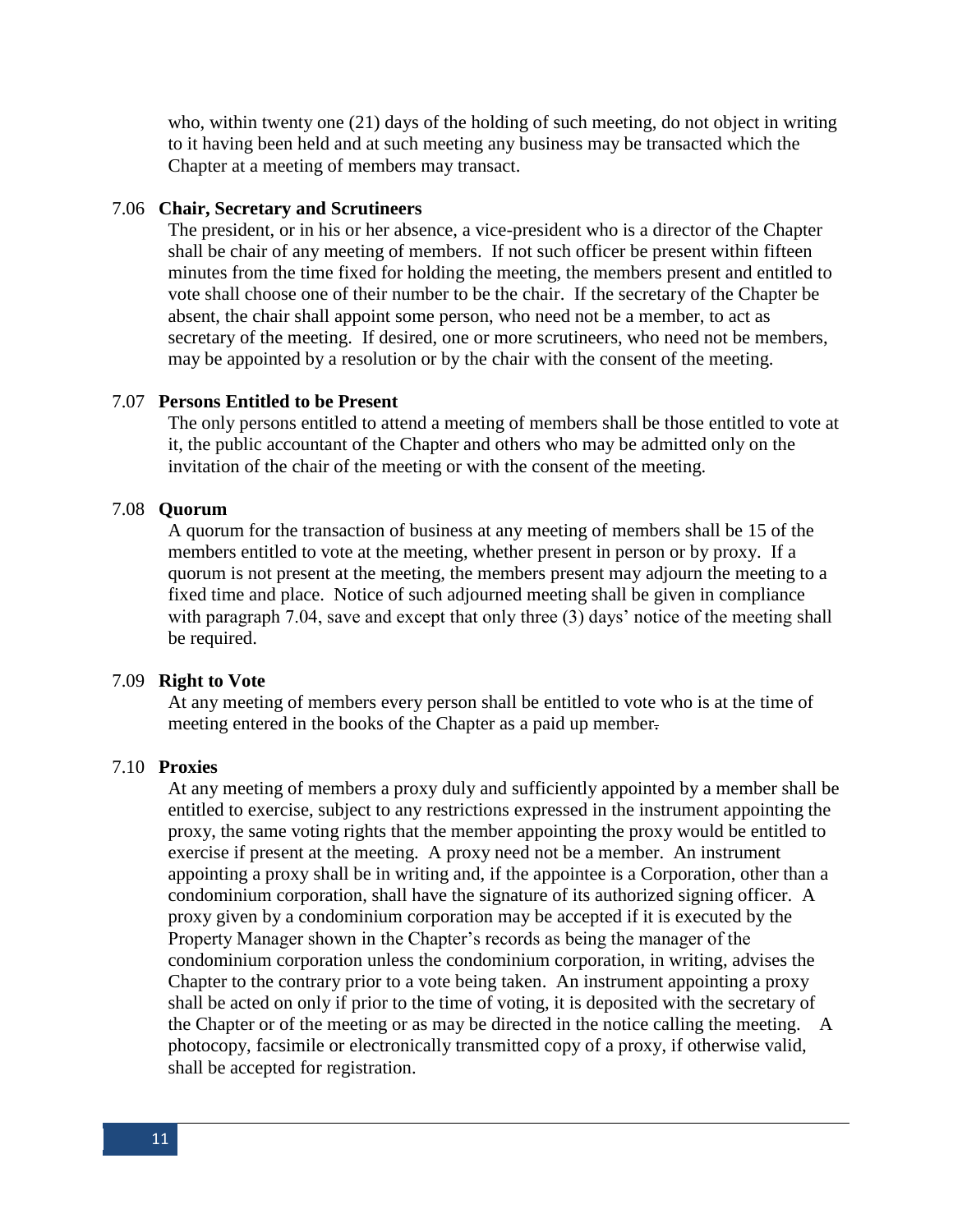who, within twenty one (21) days of the holding of such meeting, do not object in writing to it having been held and at such meeting any business may be transacted which the Chapter at a meeting of members may transact.

7.06 **Chair, Secretary and Scrutineers**

The president, or in his or her absence, a vice-president who is a director of the Chapter shall be chair of any meeting of members. If not such officer be present within fifteen minutes from the time fixed for holding the meeting, the members present and entitled to vote shall choose one of their number to be the chair. If the secretary of the Chapter be absent, the chair shall appoint some person, who need not be a member, to act as secretary of the meeting. If desired, one or more scrutineers, who need not be members, may be appointed by a resolution or by the chair with the consent of the meeting.

7.07 **Persons Entitled to be Present**

The only persons entitled to attend a meeting of members shall be those entitled to vote at it, the public accountant of the Chapter and others who may be admitted only on the invitation of the chair of the meeting or with the consent of the meeting.

7.08 **Quorum**

A quorum for the transaction of business at any meeting of members shall be 15 of the members entitled to vote at the meeting, whether present in person or by proxy. If a quorum is not present at the meeting, the members present may adjourn the meeting to a fixed time and place. Notice of such adjourned meeting shall be given in compliance with paragraph 7.04, save and except that only three (3) days' notice of the meeting shall be required.

7.09 **Right to Vote**

At any meeting of members every person shall be entitled to vote who is at the time of meeting entered in the books of the Chapter as a paid up member.

7.10 **Proxies**

At any meeting of members a proxy duly and sufficiently appointed by a member shall be entitled to exercise, subject to any restrictions expressed in the instrument appointing the proxy, the same voting rights that the member appointing the proxy would be entitled to exercise if present at the meeting. A proxy need not be a member. An instrument appointing a proxy shall be in writing and, if the appointee is a Corporation, other than a condominium corporation, shall have the signature of its authorized signing officer. A proxy given by a condominium corporation may be accepted if it is executed by the Property Manager shown in the Chapter's records as being the manager of the condominium corporation unless the condominium corporation, in writing, advises the Chapter to the contrary prior to a vote being taken. An instrument appointing a proxy shall be acted on only if prior to the time of voting, it is deposited with the secretary of the Chapter or of the meeting or as may be directed in the notice calling the meeting. A photocopy, facsimile or electronically transmitted copy of a proxy, if otherwise valid, shall be accepted for registration.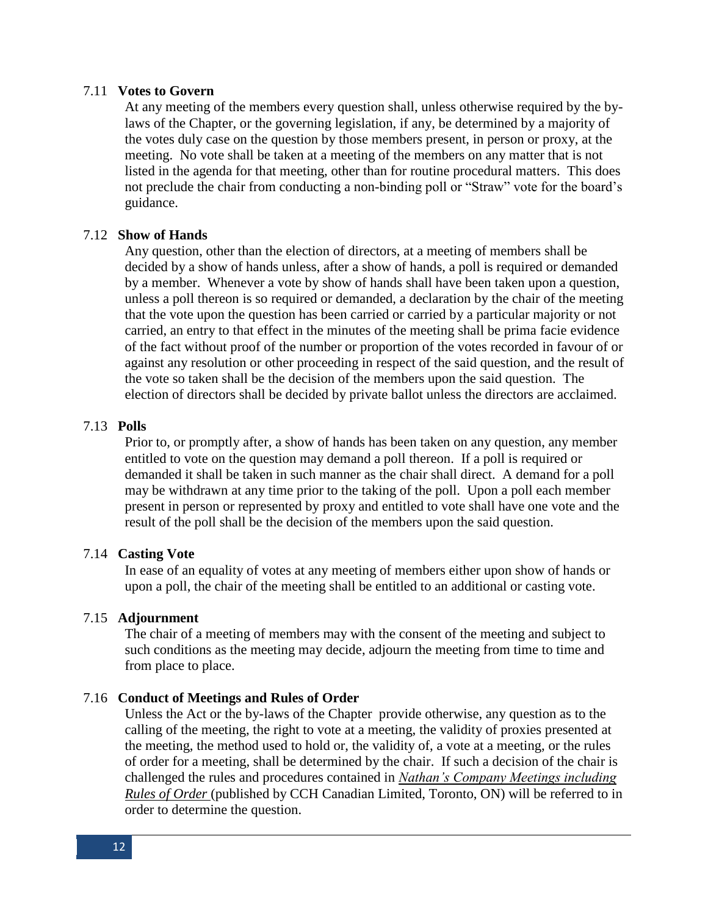### 7.11 **Votes to Govern**

At any meeting of the members every question shall, unless otherwise required by the by-laws of the Chapter, or the governing legislation, if any, be determined by a majority of the votes duly case on the question by those members present, in person or proxy, at the meeting. No vote shall be taken at a meeting of the members on any matter that is not listed in the agenda for that meeting, other than for routine procedural matters. This does not preclude the chair from conducting a non-binding poll or "Straw" vote for the board's guidance.

### 7.12 **Show of Hands**

Any question, other than the election of directors, at a meeting of members shall be decided by a show of hands unless, after a show of hands, a poll is required or demanded by a member. Whenever a vote by show of hands shall have been taken upon a question, unless a poll thereon is so required or demanded, a declaration by the chair of the meeting that the vote upon the question has been carried or carried by a particular majority or not carried, an entry to that effect in the minutes of the meeting shall be prima facie evidence of the fact without proof of the number or proportion of the votes recorded in favour of or against any resolution or other proceeding in respect of the said question, and the result of the vote so taken shall be the decision of the members upon the said question. The election of directors shall be decided by private ballot unless the directors are acclaimed.

### 7.13 **Polls**

Prior to, or promptly after, a show of hands has been taken on any question, any member entitled to vote on the question may demand a poll thereon. If a poll is required or demanded it shall be taken in such manner as the chair shall direct. A demand for a poll may be withdrawn at any time prior to the taking of the poll. Upon a poll each member present in person or represented by proxy and entitled to vote shall have one vote and the result of the poll shall be the decision of the members upon the said question.

### 7.14 **Casting Vote**

In ease of an equality of votes at any meeting of members either upon show of hands or upon a poll, the chair of the meeting shall be entitled to an additional or casting vote.

### 7.15 **Adjournment**

The chair of a meeting of members may with the consent of the meeting and subject to such conditions as the meeting may decide, adjourn the meeting from time to time and from place to place.

### 7.16 **Conduct of Meetings and Rules of Order**

Unless the Act or the by-laws of the Chapter provide otherwise, any question as to the calling of the meeting, the right to vote at a meeting, the validity of proxies presented at the meeting, the method used to hold or, the validity of, a vote at a meeting, or the rules of order for a meeting, shall be determined by the chair. If such a decision of the chair is challenged the rules and procedures contained in *Nathan's Company Meetings including Rules of Order* (published by CCH Canadian Limited, Toronto, ON) will be referred to in order to determine the question.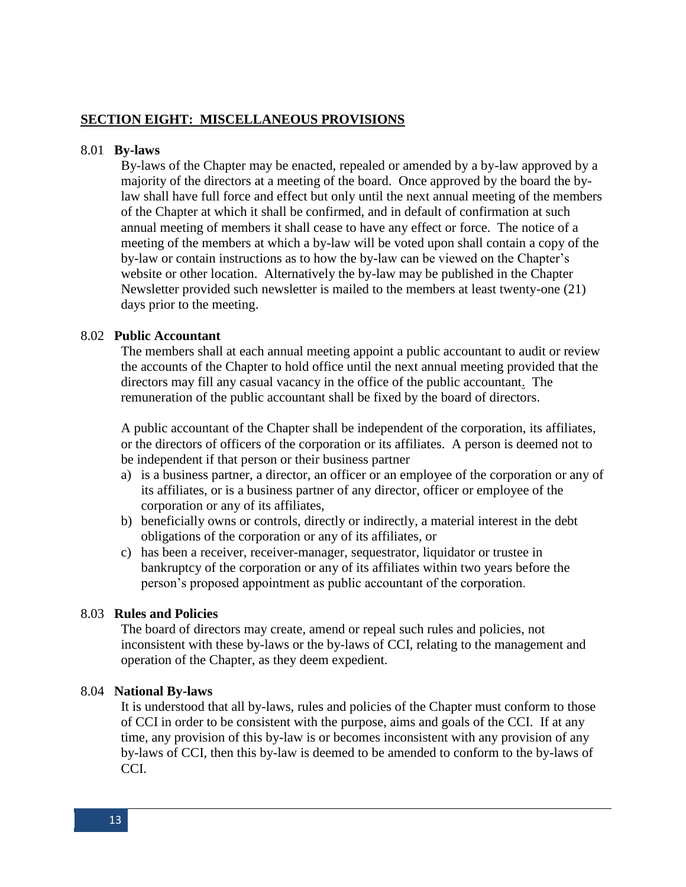## SECTION EIGHT: MISCELLANEOUS PROVISIONS

8.01 **By-laws**

By-laws of the Chapter may be enacted, repealed or amended by a by-law approved by a majority of the directors at a meeting of the board. Once approved by the board the by-law shall have full force and effect but only until the next annual meeting of the members of the Chapter at which it shall be confirmed, and in default of confirmation at such annual meeting of members it shall cease to have any effect or force. The notice of a meeting of the members at which a by-law will be voted upon shall contain a copy of the by-law or contain instructions as to how the by-law can be viewed on the Chapter's website or other location. Alternatively the by-law may be published in the Chapter Newsletter provided such newsletter is mailed to the members at least twenty-one (21) days prior to the meeting.

8.02 **Public Accountant**

The members shall at each annual meeting appoint a public accountant to audit or review the accounts of the Chapter to hold office until the next annual meeting provided that the directors may fill any casual vacancy in the office of the public accountant. The remuneration of the public accountant shall be fixed by the board of directors.

A public accountant of the Chapter shall be independent of the corporation, its affiliates, or the directors of officers of the corporation or its affiliates. A person is deemed not to be independent if that person or their business partner

a) is a business partner, a director, an officer or an employee of the corporation or any of its affiliates, or is a business partner of any director, officer or employee of the corporation or any of its affiliates,
b) beneficially owns or controls, directly or indirectly, a material interest in the debt obligations of the corporation or any of its affiliates, or
c) has been a receiver, receiver-manager, sequestrator, liquidator or trustee in bankruptcy of the corporation or any of its affiliates within two years before the person's proposed appointment as public accountant of the corporation.

8.03 **Rules and Policies**

The board of directors may create, amend or repeal such rules and policies, not inconsistent with these by-laws or the by-laws of CCI, relating to the management and operation of the Chapter, as they deem expedient.

8.04 **National By-laws**

It is understood that all by-laws, rules and policies of the Chapter must conform to those of CCI in order to be consistent with the purpose, aims and goals of the CCI. If at any time, any provision of this by-law is or becomes inconsistent with any provision of any by-laws of CCI, then this by-law is deemed to be amended to conform to the by-laws of CCI.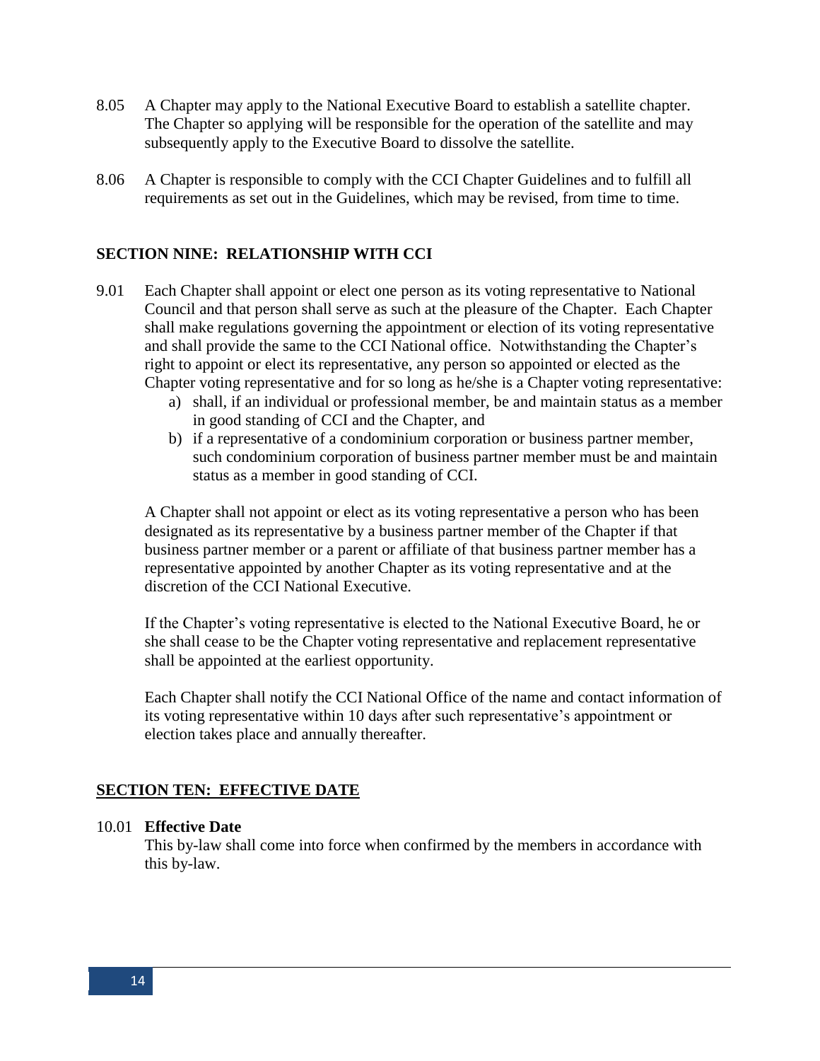8.05 A Chapter may apply to the National Executive Board to establish a satellite chapter. The Chapter so applying will be responsible for the operation of the satellite and may subsequently apply to the Executive Board to dissolve the satellite.

8.06 A Chapter is responsible to comply with the CCI Chapter Guidelines and to fulfill all requirements as set out in the Guidelines, which may be revised, from time to time.

## SECTION NINE: RELATIONSHIP WITH CCI

9.01 Each Chapter shall appoint or elect one person as its voting representative to National Council and that person shall serve as such at the pleasure of the Chapter. Each Chapter shall make regulations governing the appointment or election of its voting representative and shall provide the same to the CCI National office. Notwithstanding the Chapter's right to appoint or elect its representative, any person so appointed or elected as the Chapter voting representative and for so long as he/she is a Chapter voting representative:

a) shall, if an individual or professional member, be and maintain status as a member in good standing of CCI and the Chapter, and
b) if a representative of a condominium corporation or business partner member, such condominium corporation of business partner member must be and maintain status as a member in good standing of CCI.

A Chapter shall not appoint or elect as its voting representative a person who has been designated as its representative by a business partner member of the Chapter if that business partner member or a parent or affiliate of that business partner member has a representative appointed by another Chapter as its voting representative and at the discretion of the CCI National Executive.

If the Chapter's voting representative is elected to the National Executive Board, he or she shall cease to be the Chapter voting representative and replacement representative shall be appointed at the earliest opportunity.

Each Chapter shall notify the CCI National Office of the name and contact information of its voting representative within 10 days after such representative's appointment or election takes place and annually thereafter.

## SECTION TEN: EFFECTIVE DATE

10.01 **Effective Date**

This by-law shall come into force when confirmed by the members in accordance with this by-law.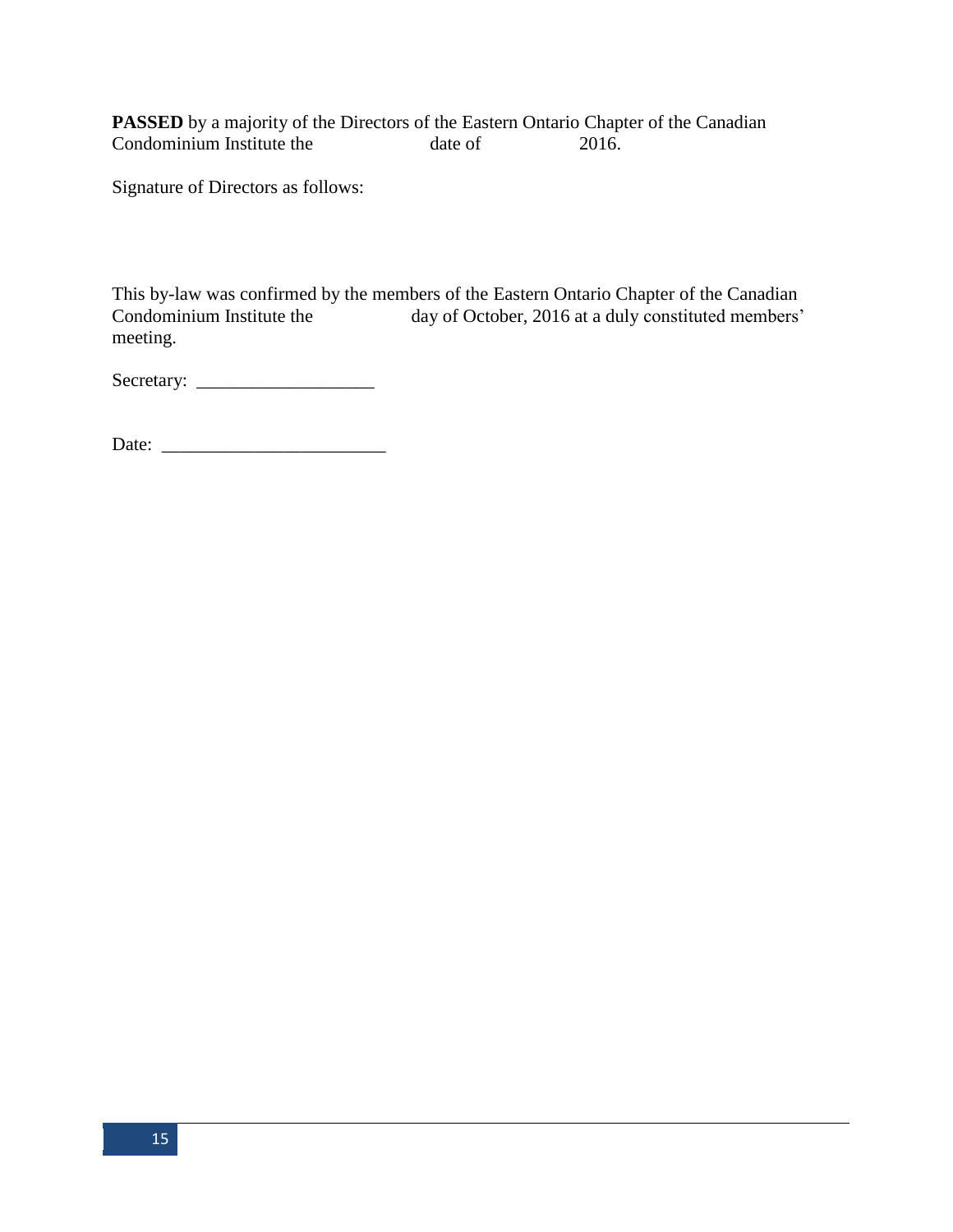**PASSED** by a majority of the Directors of the Eastern Ontario Chapter of the Canadian Condominium Institute the date of 2016.

Signature of Directors as follows:

This by-law was confirmed by the members of the Eastern Ontario Chapter of the Canadian Condominium Institute the day of October, 2016 at a duly constituted members' meeting.

Secretary: ___________________

Date: ________________________